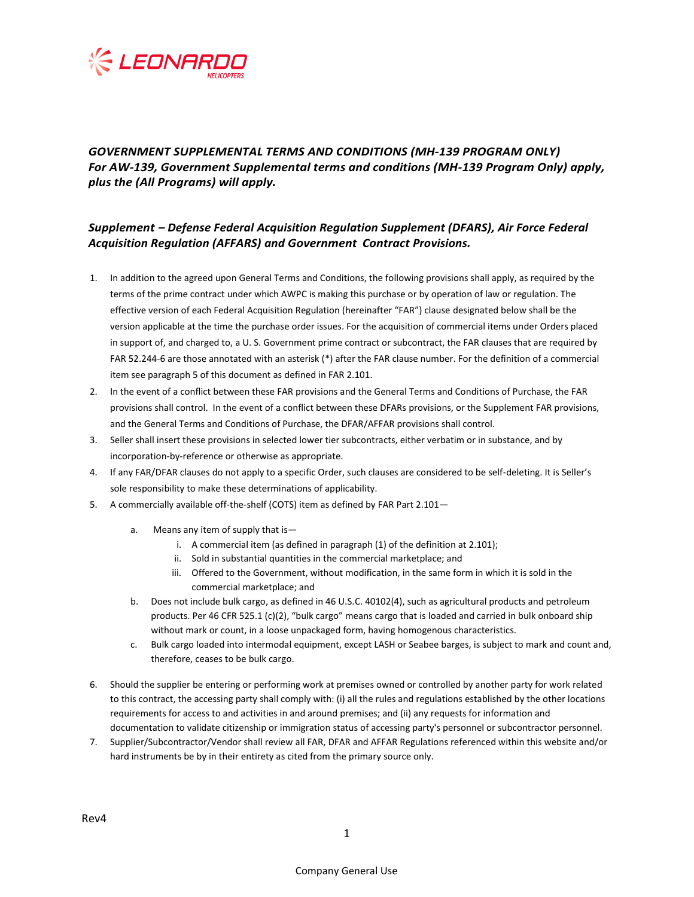LEONARDO HELICOPTERS

## *GOVERNMENT SUPPLEMENTAL TERMS AND CONDITIONS (MH-139 PROGRAM ONLY)*
## *For AW-139, Government Supplemental terms and conditions (MH-139 Program Only) apply, plus the (All Programs) will apply.*

## *Supplement – Defense Federal Acquisition Regulation Supplement (DFARS), Air Force Federal Acquisition Regulation (AFFARS) and Government Contract Provisions.*

1. In addition to the agreed upon General Terms and Conditions, the following provisions shall apply, as required by the terms of the prime contract under which AWPC is making this purchase or by operation of law or regulation. The effective version of each Federal Acquisition Regulation (hereinafter "FAR") clause designated below shall be the version applicable at the time the purchase order issues. For the acquisition of commercial items under Orders placed in support of, and charged to, a U. S. Government prime contract or subcontract, the FAR clauses that are required by FAR 52.244-6 are those annotated with an asterisk (*) after the FAR clause number. For the definition of a commercial item see paragraph 5 of this document as defined in FAR 2.101.
2. In the event of a conflict between these FAR provisions and the General Terms and Conditions of Purchase, the FAR provisions shall control. In the event of a conflict between these DFARs provisions, or the Supplement FAR provisions, and the General Terms and Conditions of Purchase, the DFAR/AFFAR provisions shall control.
3. Seller shall insert these provisions in selected lower tier subcontracts, either verbatim or in substance, and by incorporation-by-reference or otherwise as appropriate.
4. If any FAR/DFAR clauses do not apply to a specific Order, such clauses are considered to be self-deleting. It is Seller's sole responsibility to make these determinations of applicability.
5. A commercially available off-the-shelf (COTS) item as defined by FAR Part 2.101—
   a. Means any item of supply that is—
      i. A commercial item (as defined in paragraph (1) of the definition at 2.101);
      ii. Sold in substantial quantities in the commercial marketplace; and
      iii. Offered to the Government, without modification, in the same form in which it is sold in the commercial marketplace; and
   b. Does not include bulk cargo, as defined in 46 U.S.C. 40102(4), such as agricultural products and petroleum products. Per 46 CFR 525.1 (c)(2), "bulk cargo" means cargo that is loaded and carried in bulk onboard ship without mark or count, in a loose unpackaged form, having homogenous characteristics.
   c. Bulk cargo loaded into intermodal equipment, except LASH or Seabee barges, is subject to mark and count and, therefore, ceases to be bulk cargo.
6. Should the supplier be entering or performing work at premises owned or controlled by another party for work related to this contract, the accessing party shall comply with: (i) all the rules and regulations established by the other locations requirements for access to and activities in and around premises; and (ii) any requests for information and documentation to validate citizenship or immigration status of accessing party's personnel or subcontractor personnel.
7. Supplier/Subcontractor/Vendor shall review all FAR, DFAR and AFFAR Regulations referenced within this website and/or hard instruments be by in their entirety as cited from the primary source only.

Rev4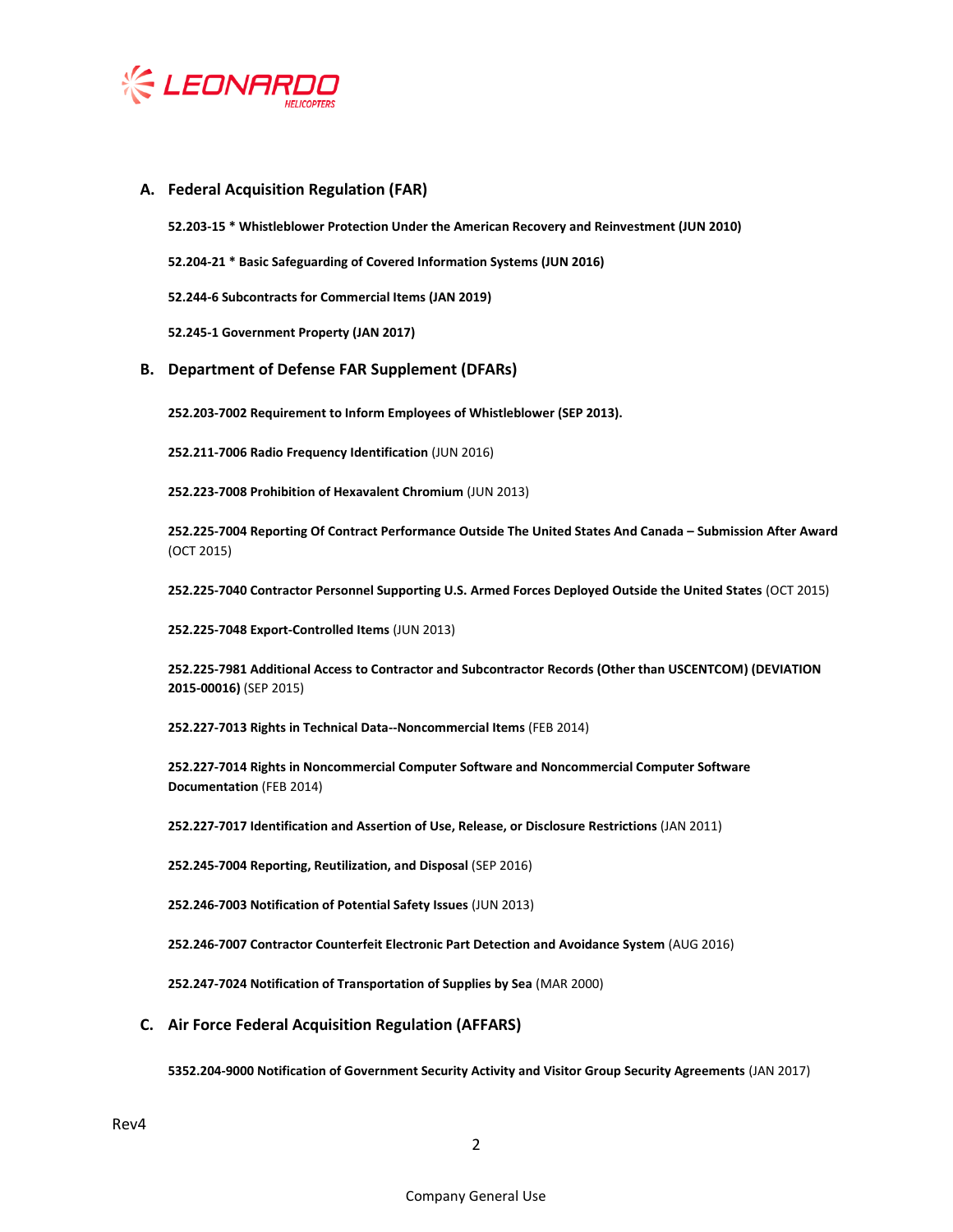## A. Federal Acquisition Regulation (FAR)

**52.203-15 * Whistleblower Protection Under the American Recovery and Reinvestment (JUN 2010)**

**52.204-21 * Basic Safeguarding of Covered Information Systems (JUN 2016)**

**52.244-6 Subcontracts for Commercial Items (JAN 2019)**

**52.245-1 Government Property (JAN 2017)**

## B. Department of Defense FAR Supplement (DFARs)

**252.203-7002 Requirement to Inform Employees of Whistleblower (SEP 2013).**

**252.211-7006 Radio Frequency Identification** (JUN 2016)

**252.223-7008 Prohibition of Hexavalent Chromium** (JUN 2013)

**252.225-7004 Reporting Of Contract Performance Outside The United States And Canada – Submission After Award** (OCT 2015)

**252.225-7040 Contractor Personnel Supporting U.S. Armed Forces Deployed Outside the United States** (OCT 2015)

**252.225-7048 Export-Controlled Items** (JUN 2013)

**252.225-7981 Additional Access to Contractor and Subcontractor Records (Other than USCENTCOM) (DEVIATION 2015-00016)** (SEP 2015)

**252.227-7013 Rights in Technical Data--Noncommercial Items** (FEB 2014)

**252.227-7014 Rights in Noncommercial Computer Software and Noncommercial Computer Software Documentation** (FEB 2014)

**252.227-7017 Identification and Assertion of Use, Release, or Disclosure Restrictions** (JAN 2011)

**252.245-7004 Reporting, Reutilization, and Disposal** (SEP 2016)

**252.246-7003 Notification of Potential Safety Issues** (JUN 2013)

**252.246-7007 Contractor Counterfeit Electronic Part Detection and Avoidance System** (AUG 2016)

**252.247-7024 Notification of Transportation of Supplies by Sea** (MAR 2000)

## C. Air Force Federal Acquisition Regulation (AFFARS)

**5352.204-9000 Notification of Government Security Activity and Visitor Group Security Agreements** (JAN 2017)

Rev4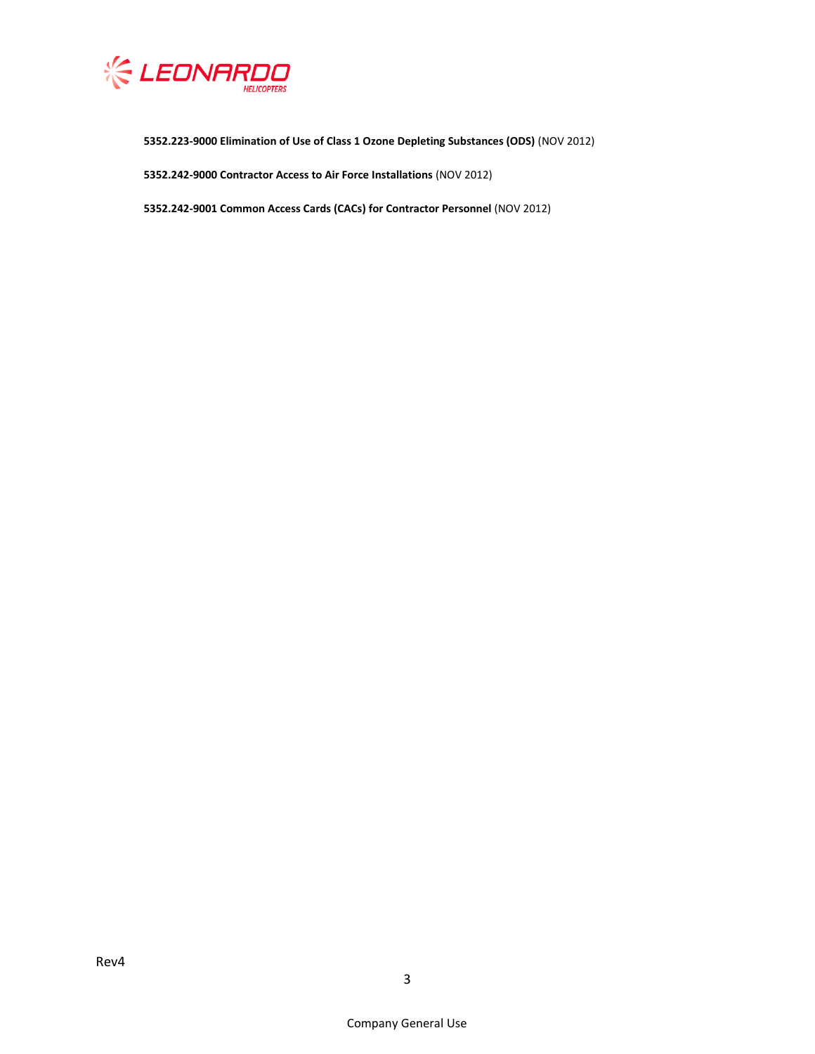**5352.223-9000 Elimination of Use of Class 1 Ozone Depleting Substances (ODS)** (NOV 2012)

**5352.242-9000 Contractor Access to Air Force Installations** (NOV 2012)

**5352.242-9001 Common Access Cards (CACs) for Contractor Personnel** (NOV 2012)